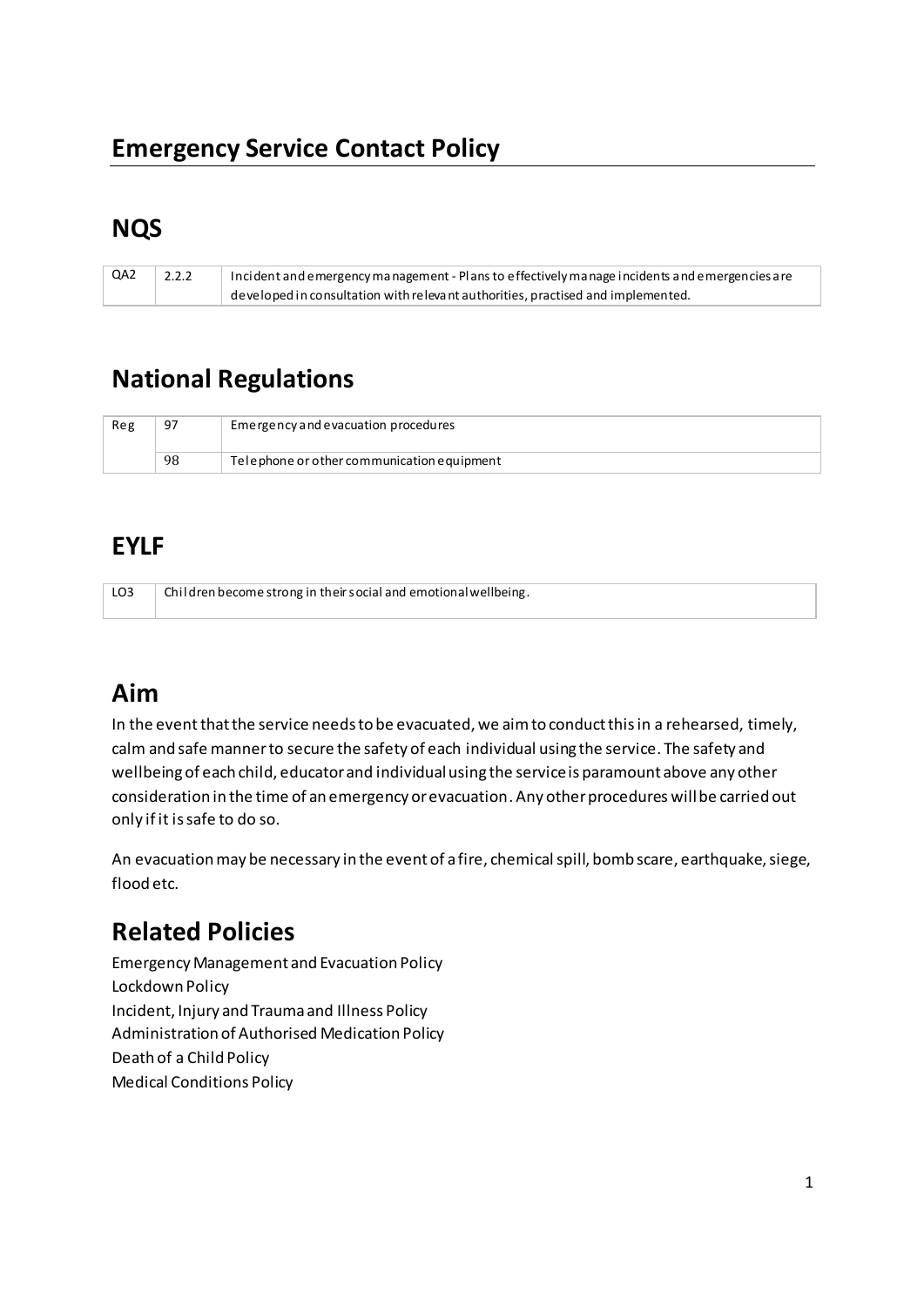# Emergency Service Contact Policy

## NQS

| | | |
|---|---|---|
| QA2 | 2.2.2 | Incident and emergency management - Plans to effectively manage incidents and emergencies are developed in consultation with relevant authorities, practised and implemented. |

## National Regulations

| | | |
|---|---|---|
| Reg | 97 | Emergency and evacuation procedures |
| | 98 | Telephone or other communication equipment |

## EYLF

| | |
|---|---|
| LO3 | Children become strong in their social and emotional wellbeing. |

## Aim

In the event that the service needs to be evacuated, we aim to conduct this in a rehearsed, timely, calm and safe manner to secure the safety of each individual using the service. The safety and wellbeing of each child, educator and individual using the service is paramount above any other consideration in the time of an emergency or evacuation. Any other procedures will be carried out only if it is safe to do so.

An evacuation may be necessary in the event of a fire, chemical spill, bomb scare, earthquake, siege, flood etc.

## Related Policies

Emergency Management and Evacuation Policy
Lockdown Policy
Incident, Injury and Trauma and Illness Policy
Administration of Authorised Medication Policy
Death of a Child Policy
Medical Conditions Policy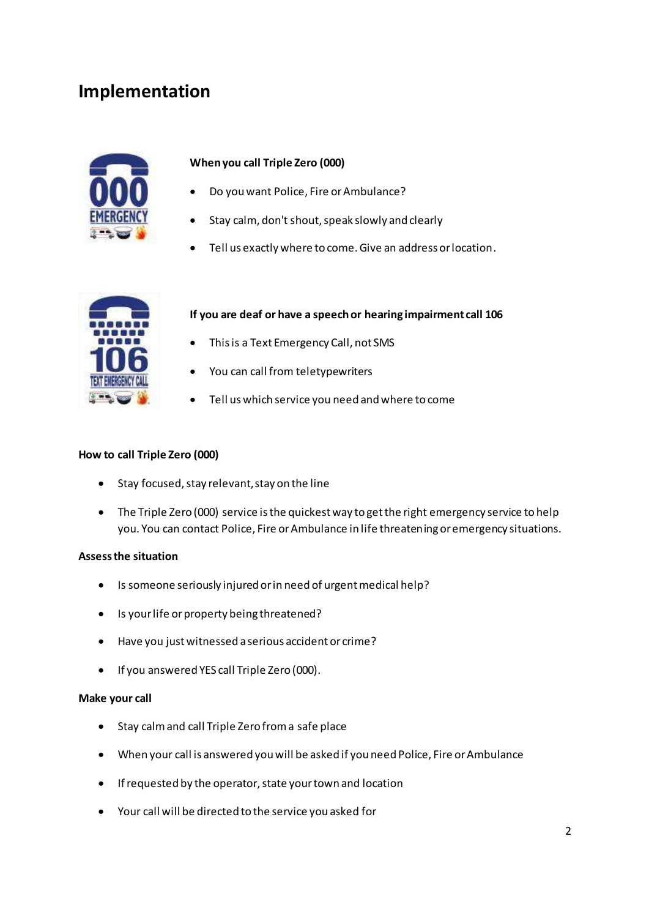# Implementation

**When you call Triple Zero (000)**

- Do you want Police, Fire or Ambulance?
- Stay calm, don't shout, speak slowly and clearly
- Tell us exactly where to come. Give an address or location.

**If you are deaf or have a speech or hearing impairment call 106**

- This is a Text Emergency Call, not SMS
- You can call from teletypewriters
- Tell us which service you need and where to come

**How to call Triple Zero (000)**

- Stay focused, stay relevant, stay on the line
- The Triple Zero (000) service is the quickest way to get the right emergency service to help you. You can contact Police, Fire or Ambulance in life threatening or emergency situations.

**Assess the situation**

- Is someone seriously injured or in need of urgent medical help?
- Is your life or property being threatened?
- Have you just witnessed a serious accident or crime?
- If you answered YES call Triple Zero (000).

**Make your call**

- Stay calm and call Triple Zero from a safe place
- When your call is answered you will be asked if you need Police, Fire or Ambulance
- If requested by the operator, state your town and location
- Your call will be directed to the service you asked for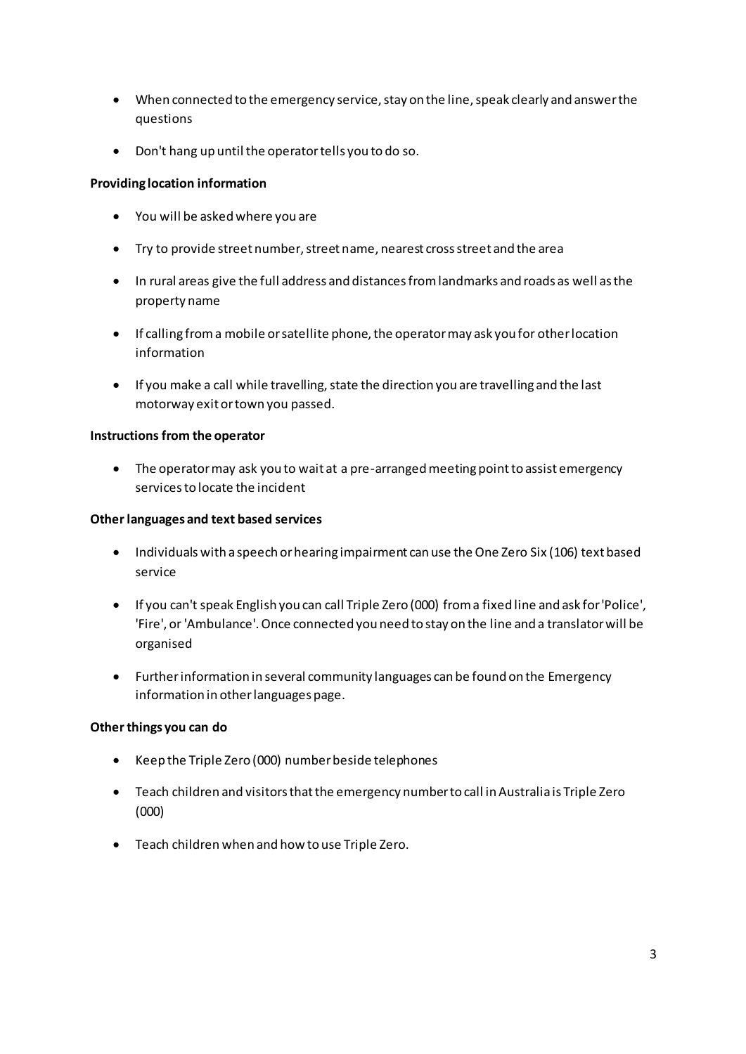- When connected to the emergency service, stay on the line, speak clearly and answer the questions
- Don't hang up until the operator tells you to do so.

**Providing location information**

- You will be asked where you are
- Try to provide street number, street name, nearest cross street and the area
- In rural areas give the full address and distances from landmarks and roads as well as the property name
- If calling from a mobile or satellite phone, the operator may ask you for other location information
- If you make a call while travelling, state the direction you are travelling and the last motorway exit or town you passed.

**Instructions from the operator**

- The operator may ask you to wait at a pre-arranged meeting point to assist emergency services to locate the incident

**Other languages and text based services**

- Individuals with a speech or hearing impairment can use the One Zero Six (106) text based service
- If you can't speak English you can call Triple Zero (000) from a fixed line and ask for 'Police', 'Fire', or 'Ambulance'. Once connected you need to stay on the line and a translator will be organised
- Further information in several community languages can be found on the Emergency information in other languages page.

**Other things you can do**

- Keep the Triple Zero (000) number beside telephones
- Teach children and visitors that the emergency number to call in Australia is Triple Zero (000)
- Teach children when and how to use Triple Zero.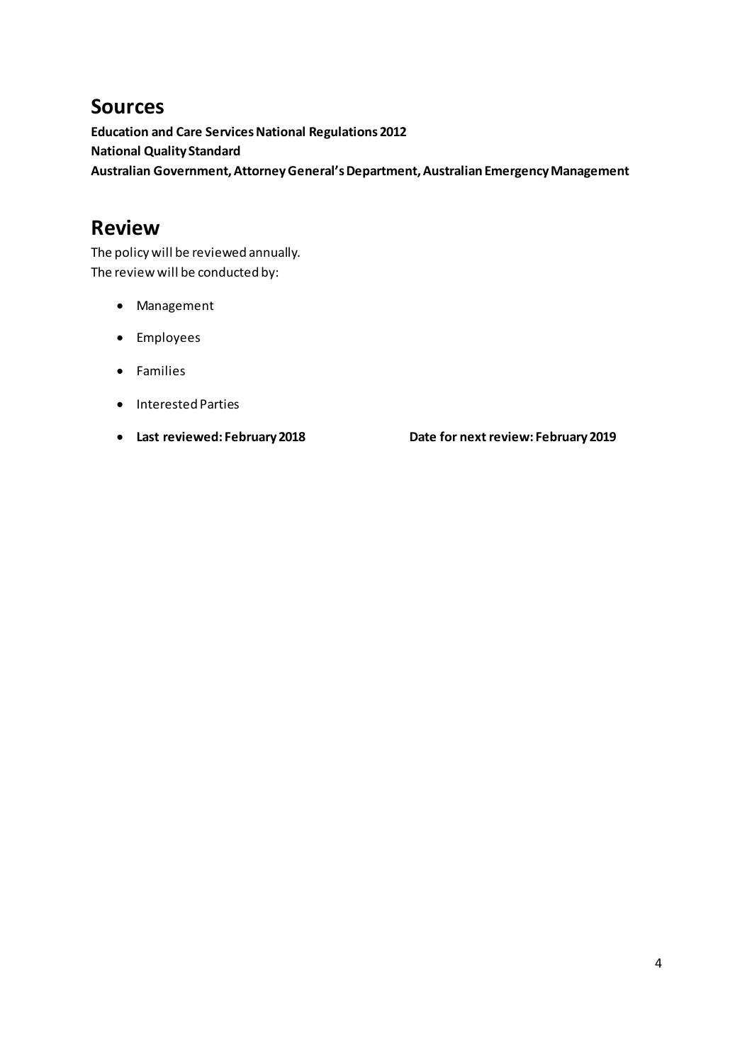## Sources

**Education and Care Services National Regulations 2012**
**National Quality Standard**
**Australian Government, Attorney General's Department, Australian Emergency Management**

## Review

The policy will be reviewed annually.
The review will be conducted by:

- Management
- Employees
- Families
- Interested Parties
- **Last reviewed: February 2018** **Date for next review: February 2019**